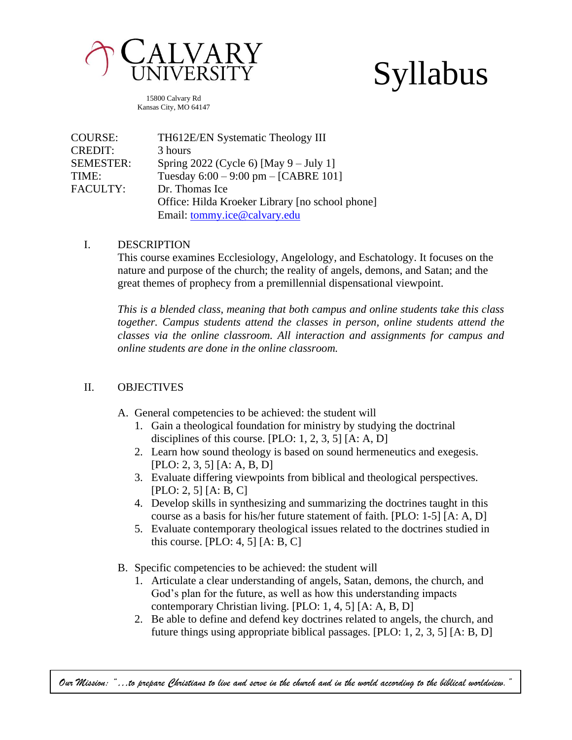# Calvary University

15800 Calvary Rd
Kansas City, MO 64147

# Syllabus

| | |
|---|---|
| COURSE: | TH612E/EN Systematic Theology III |
| CREDIT: | 3 hours |
| SEMESTER: | Spring 2022 (Cycle 6) [May 9 – July 1] |
| TIME: | Tuesday 6:00 – 9:00 pm – [CABRE 101] |
| FACULTY: | Dr. Thomas Ice |
| | Office: Hilda Kroeker Library [no school phone] |
| | Email: tommy.ice@calvary.edu |

## I. DESCRIPTION

This course examines Ecclesiology, Angelology, and Eschatology. It focuses on the nature and purpose of the church; the reality of angels, demons, and Satan; and the great themes of prophecy from a premillennial dispensational viewpoint.

*This is a blended class, meaning that both campus and online students take this class together. Campus students attend the classes in person, online students attend the classes via the online classroom. All interaction and assignments for campus and online students are done in the online classroom.*

## II. OBJECTIVES

A. General competencies to be achieved: the student will
   1. Gain a theological foundation for ministry by studying the doctrinal disciplines of this course. [PLO: 1, 2, 3, 5] [A: A, D]
   2. Learn how sound theology is based on sound hermeneutics and exegesis. [PLO: 2, 3, 5] [A: A, B, D]
   3. Evaluate differing viewpoints from biblical and theological perspectives. [PLO: 2, 5] [A: B, C]
   4. Develop skills in synthesizing and summarizing the doctrines taught in this course as a basis for his/her future statement of faith. [PLO: 1-5] [A: A, D]
   5. Evaluate contemporary theological issues related to the doctrines studied in this course. [PLO: 4, 5] [A: B, C]

B. Specific competencies to be achieved: the student will
   1. Articulate a clear understanding of angels, Satan, demons, the church, and God's plan for the future, as well as how this understanding impacts contemporary Christian living. [PLO: 1, 4, 5] [A: A, B, D]
   2. Be able to define and defend key doctrines related to angels, the church, and future things using appropriate biblical passages. [PLO: 1, 2, 3, 5] [A: B, D]

*Our Mission: "...to prepare Christians to live and serve in the church and in the world according to the biblical worldview."*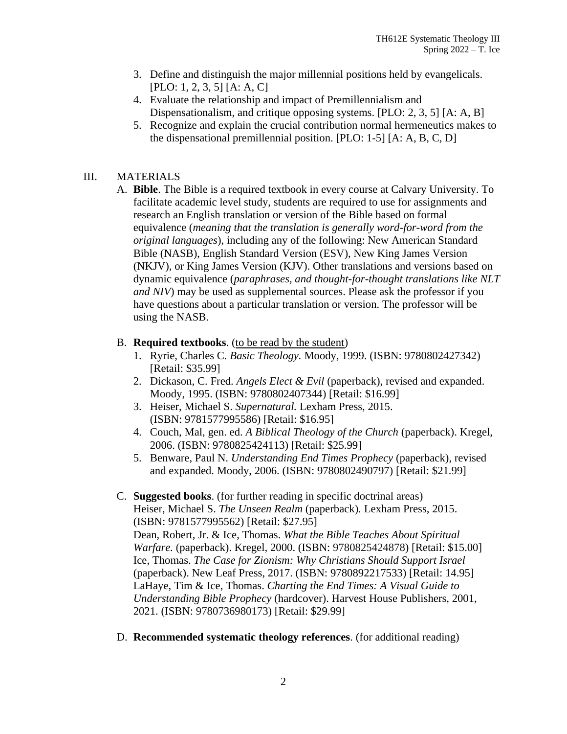3. Define and distinguish the major millennial positions held by evangelicals. [PLO: 1, 2, 3, 5] [A: A, C]
4. Evaluate the relationship and impact of Premillennialism and Dispensationalism, and critique opposing systems. [PLO: 2, 3, 5] [A: A, B]
5. Recognize and explain the crucial contribution normal hermeneutics makes to the dispensational premillennial position. [PLO: 1-5] [A: A, B, C, D]

## III. MATERIALS

A. **Bible**. The Bible is a required textbook in every course at Calvary University. To facilitate academic level study, students are required to use for assignments and research an English translation or version of the Bible based on formal equivalence (*meaning that the translation is generally word-for-word from the original languages*), including any of the following: New American Standard Bible (NASB), English Standard Version (ESV), New King James Version (NKJV), or King James Version (KJV). Other translations and versions based on dynamic equivalence (*paraphrases, and thought-for-thought translations like NLT and NIV*) may be used as supplemental sources. Please ask the professor if you have questions about a particular translation or version. The professor will be using the NASB.

B. **Required textbooks**. (<u>to be read by the student</u>)

1. Ryrie, Charles C. *Basic Theology.* Moody, 1999. (ISBN: 9780802427342) [Retail: $35.99]
2. Dickason, C. Fred. *Angels Elect & Evil* (paperback), revised and expanded. Moody, 1995. (ISBN: 9780802407344) [Retail: $16.99]
3. Heiser, Michael S. *Supernatural.* Lexham Press, 2015. (ISBN: 9781577995586) [Retail: $16.95]
4. Couch, Mal, gen. ed. *A Biblical Theology of the Church* (paperback). Kregel, 2006. (ISBN: 9780825424113) [Retail: $25.99]
5. Benware, Paul N. *Understanding End Times Prophecy* (paperback), revised and expanded. Moody, 2006. (ISBN: 9780802490797) [Retail: $21.99]

C. **Suggested books**. (for further reading in specific doctrinal areas)

Heiser, Michael S. *The Unseen Realm* (paperback)*.* Lexham Press, 2015. (ISBN: 9781577995562) [Retail: $27.95]
Dean, Robert, Jr. & Ice, Thomas. *What the Bible Teaches About Spiritual Warfare.* (paperback). Kregel, 2000. (ISBN: 9780825424878) [Retail: $15.00]
Ice, Thomas. *The Case for Zionism: Why Christians Should Support Israel* (paperback). New Leaf Press, 2017. (ISBN: 9780892217533) [Retail: 14.95]
LaHaye, Tim & Ice, Thomas. *Charting the End Times: A Visual Guide to Understanding Bible Prophecy* (hardcover). Harvest House Publishers, 2001, 2021. (ISBN: 9780736980173) [Retail: $29.99]

D. **Recommended systematic theology references**. (for additional reading)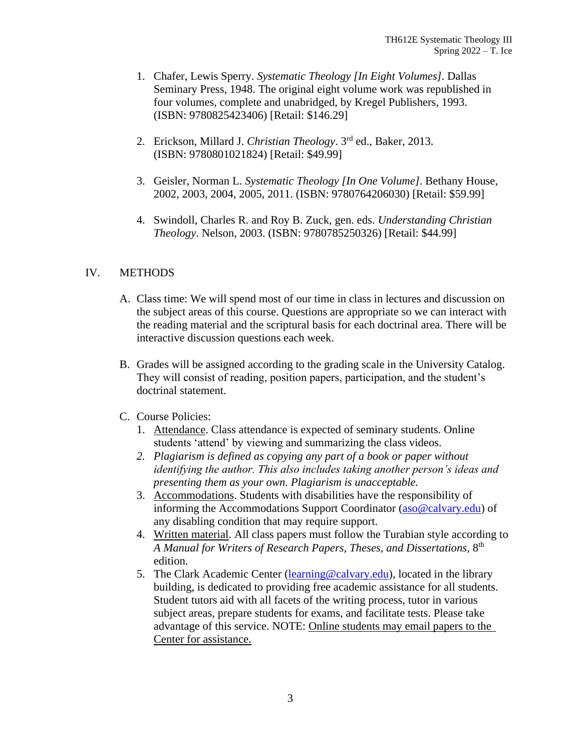1. Chafer, Lewis Sperry. *Systematic Theology [In Eight Volumes]*. Dallas Seminary Press, 1948. The original eight volume work was republished in four volumes, complete and unabridged, by Kregel Publishers, 1993. (ISBN: 9780825423406) [Retail: $146.29]

2. Erickson, Millard J. *Christian Theology*. 3rd ed., Baker, 2013. (ISBN: 9780801021824) [Retail: $49.99]

3. Geisler, Norman L. *Systematic Theology [In One Volume]*. Bethany House, 2002, 2003, 2004, 2005, 2011. (ISBN: 9780764206030) [Retail: $59.99]

4. Swindoll, Charles R. and Roy B. Zuck, gen. eds. *Understanding Christian Theology*. Nelson, 2003. (ISBN: 9780785250326) [Retail: $44.99]

## IV. METHODS

A. Class time: We will spend most of our time in class in lectures and discussion on the subject areas of this course. Questions are appropriate so we can interact with the reading material and the scriptural basis for each doctrinal area. There will be interactive discussion questions each week.

B. Grades will be assigned according to the grading scale in the University Catalog. They will consist of reading, position papers, participation, and the student's doctrinal statement.

C. Course Policies:
   1. Attendance. Class attendance is expected of seminary students. Online students 'attend' by viewing and summarizing the class videos.
   2. *Plagiarism is defined as copying any part of a book or paper without identifying the author. This also includes taking another person's ideas and presenting them as your own. Plagiarism is unacceptable.*
   3. Accommodations. Students with disabilities have the responsibility of informing the Accommodations Support Coordinator (aso@calvary.edu) of any disabling condition that may require support.
   4. Written material. All class papers must follow the Turabian style according to *A Manual for Writers of Research Papers, Theses, and Dissertations*, 8th edition.
   5. The Clark Academic Center (learning@calvary.edu), located in the library building, is dedicated to providing free academic assistance for all students. Student tutors aid with all facets of the writing process, tutor in various subject areas, prepare students for exams, and facilitate tests. Please take advantage of this service. NOTE: Online students may email papers to the Center for assistance.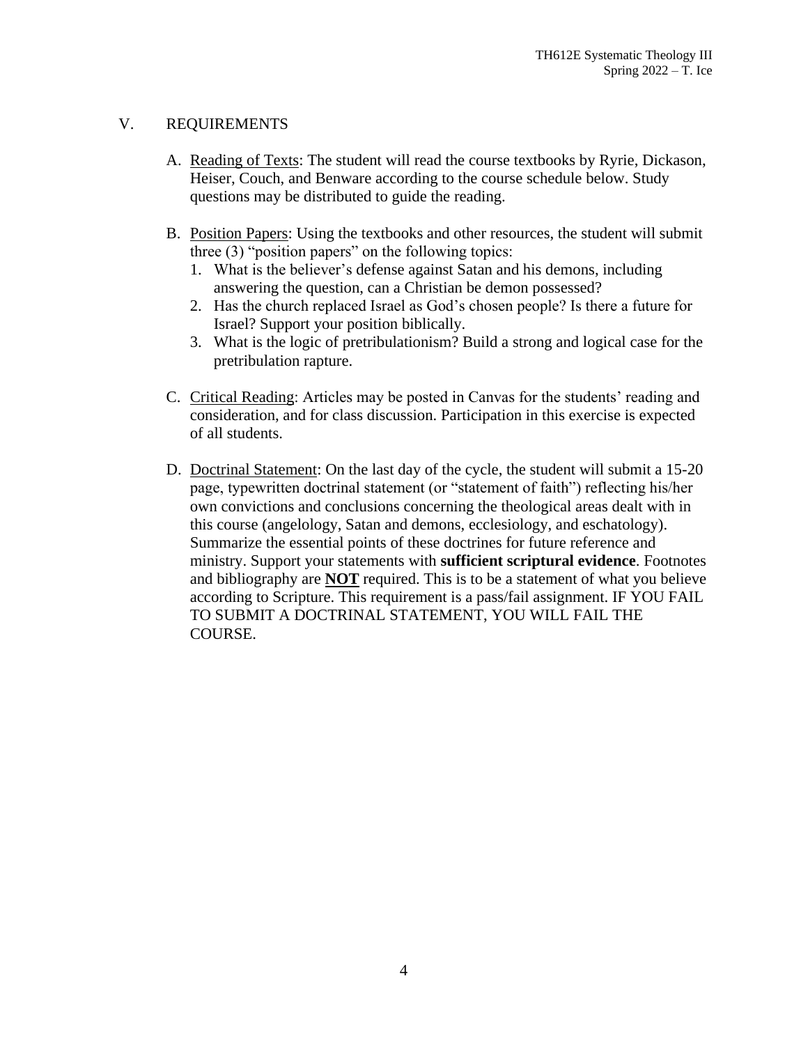## V. REQUIREMENTS

A. Reading of Texts: The student will read the course textbooks by Ryrie, Dickason, Heiser, Couch, and Benware according to the course schedule below. Study questions may be distributed to guide the reading.

B. Position Papers: Using the textbooks and other resources, the student will submit three (3) "position papers" on the following topics:
   1. What is the believer's defense against Satan and his demons, including answering the question, can a Christian be demon possessed?
   2. Has the church replaced Israel as God's chosen people? Is there a future for Israel? Support your position biblically.
   3. What is the logic of pretribulationism? Build a strong and logical case for the pretribulation rapture.

C. Critical Reading: Articles may be posted in Canvas for the students' reading and consideration, and for class discussion. Participation in this exercise is expected of all students.

D. Doctrinal Statement: On the last day of the cycle, the student will submit a 15-20 page, typewritten doctrinal statement (or "statement of faith") reflecting his/her own convictions and conclusions concerning the theological areas dealt with in this course (angelology, Satan and demons, ecclesiology, and eschatology). Summarize the essential points of these doctrines for future reference and ministry. Support your statements with **sufficient scriptural evidence**. Footnotes and bibliography are **NOT** required. This is to be a statement of what you believe according to Scripture. This requirement is a pass/fail assignment. IF YOU FAIL TO SUBMIT A DOCTRINAL STATEMENT, YOU WILL FAIL THE COURSE.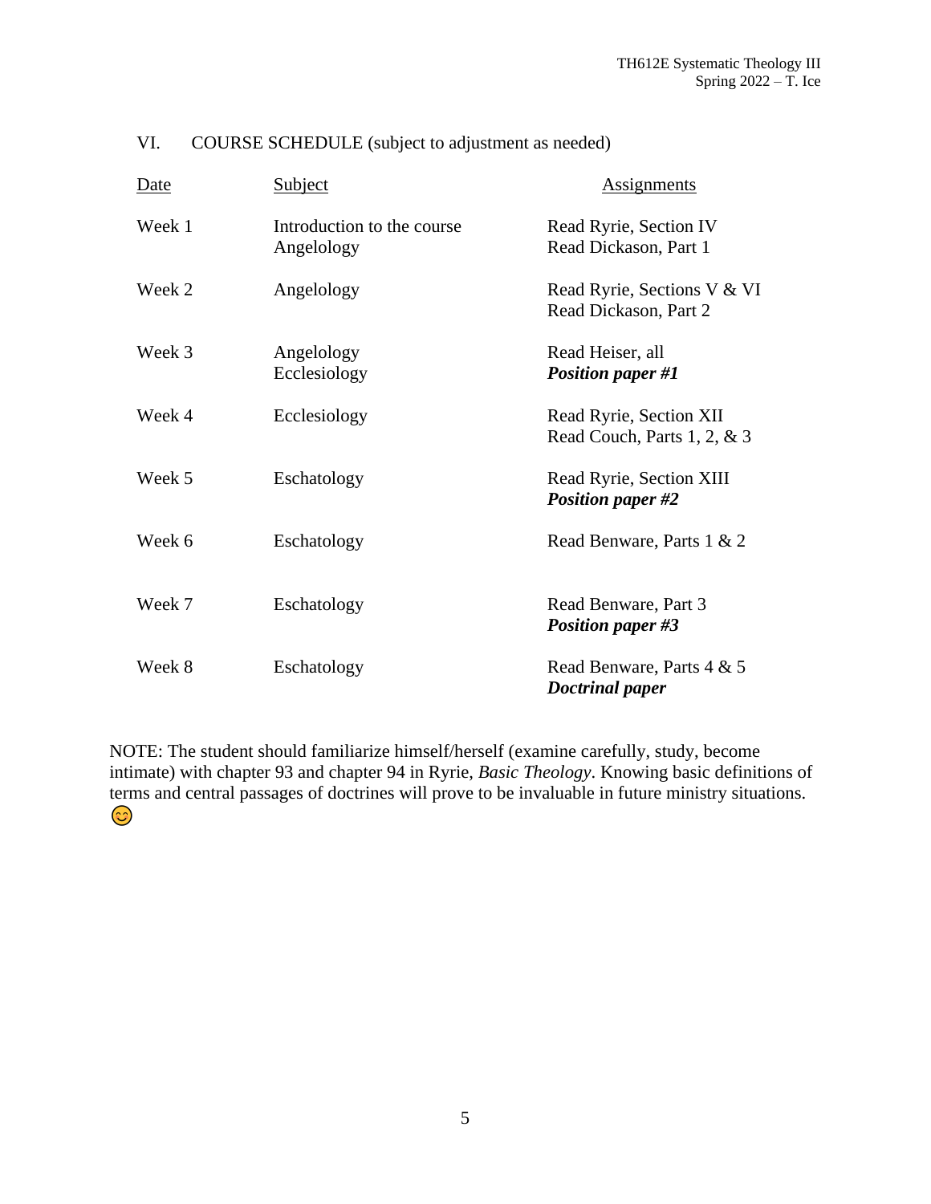## VI. COURSE SCHEDULE (subject to adjustment as needed)

| Date | Subject | Assignments |
|---|---|---|
| Week 1 | Introduction to the course<br>Angelology | Read Ryrie, Section IV<br>Read Dickason, Part 1 |
| Week 2 | Angelology | Read Ryrie, Sections V & VI<br>Read Dickason, Part 2 |
| Week 3 | Angelology<br>Ecclesiology | Read Heiser, all<br>***Position paper #1*** |
| Week 4 | Ecclesiology | Read Ryrie, Section XII<br>Read Couch, Parts 1, 2, & 3 |
| Week 5 | Eschatology | Read Ryrie, Section XIII<br>***Position paper #2*** |
| Week 6 | Eschatology | Read Benware, Parts 1 & 2 |
| Week 7 | Eschatology | Read Benware, Part 3<br>***Position paper #3*** |
| Week 8 | Eschatology | Read Benware, Parts 4 & 5<br>***Doctrinal paper*** |

NOTE: The student should familiarize himself/herself (examine carefully, study, become intimate) with chapter 93 and chapter 94 in Ryrie, *Basic Theology*. Knowing basic definitions of terms and central passages of doctrines will prove to be invaluable in future ministry situations. 😊